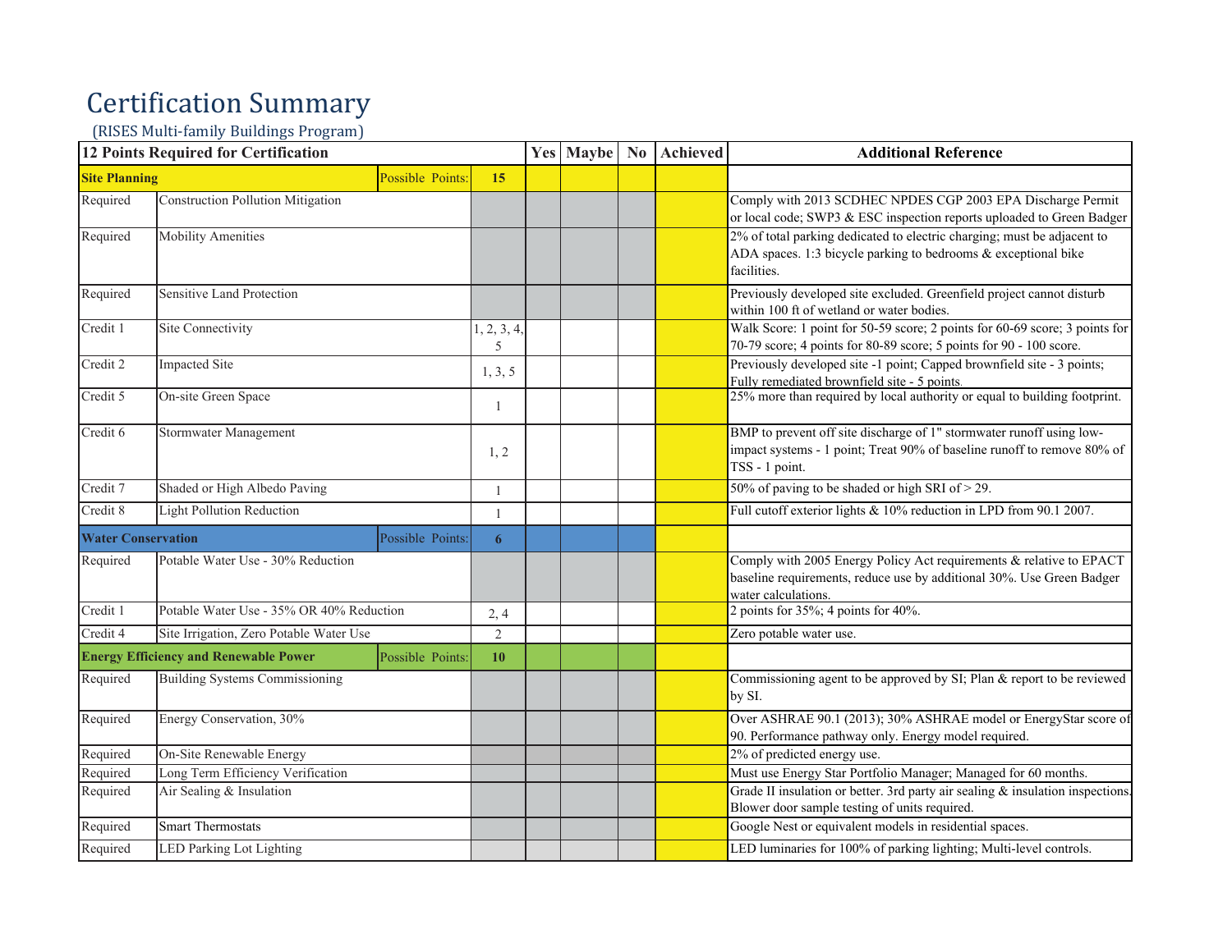# Certification Summary

(RISES Multi-family Buildings Program)

| 12 Points Required for Certification | | | | Yes | Maybe | No | Achieved | Additional Reference |
|---|---|---|---|---|---|---|---|---|
| **Site Planning** | | Possible Points: | **15** | | | | | |
| Required | Construction Pollution Mitigation | | | | | | | Comply with 2013 SCDHEC NPDES CGP 2003 EPA Discharge Permit or local code; SWP3 & ESC inspection reports uploaded to Green Badger |
| Required | Mobility Amenities | | | | | | | 2% of total parking dedicated to electric charging; must be adjacent to ADA spaces. 1:3 bicycle parking to bedrooms & exceptional bike facilities. |
| Required | Sensitive Land Protection | | | | | | | Previously developed site excluded. Greenfield project cannot disturb within 100 ft of wetland or water bodies. |
| Credit 1 | Site Connectivity | | 1, 2, 3, 4, 5 | | | | | Walk Score: 1 point for 50-59 score; 2 points for 60-69 score; 3 points for 70-79 score; 4 points for 80-89 score; 5 points for 90 - 100 score. |
| Credit 2 | Impacted Site | | 1, 3, 5 | | | | | Previously developed site -1 point; Capped brownfield site - 3 points; Fully remediated brownfield site - 5 points. |
| Credit 5 | On-site Green Space | | 1 | | | | | 25% more than required by local authority or equal to building footprint. |
| Credit 6 | Stormwater Management | | 1, 2 | | | | | BMP to prevent off site discharge of 1" stormwater runoff using low-impact systems - 1 point; Treat 90% of baseline runoff to remove 80% of TSS - 1 point. |
| Credit 7 | Shaded or High Albedo Paving | | 1 | | | | | 50% of paving to be shaded or high SRI of > 29. |
| Credit 8 | Light Pollution Reduction | | 1 | | | | | Full cutoff exterior lights & 10% reduction in LPD from 90.1 2007. |
| **Water Conservation** | | Possible Points: | **6** | | | | | |
| Required | Potable Water Use - 30% Reduction | | | | | | | Comply with 2005 Energy Policy Act requirements & relative to EPACT baseline requirements, reduce use by additional 30%. Use Green Badger water calculations. |
| Credit 1 | Potable Water Use - 35% OR 40% Reduction | | 2, 4 | | | | | 2 points for 35%; 4 points for 40%. |
| Credit 4 | Site Irrigation, Zero Potable Water Use | | 2 | | | | | Zero potable water use. |
| **Energy Efficiency and Renewable Power** | | Possible Points: | **10** | | | | | |
| Required | Building Systems Commissioning | | | | | | | Commissioning agent to be approved by SI; Plan & report to be reviewed by SI. |
| Required | Energy Conservation, 30% | | | | | | | Over ASHRAE 90.1 (2013); 30% ASHRAE model or EnergyStar score of 90. Performance pathway only. Energy model required. |
| Required | On-Site Renewable Energy | | | | | | | 2% of predicted energy use. |
| Required | Long Term Efficiency Verification | | | | | | | Must use Energy Star Portfolio Manager; Managed for 60 months. |
| Required | Air Sealing & Insulation | | | | | | | Grade II insulation or better. 3rd party air sealing & insulation inspections. Blower door sample testing of units required. |
| Required | Smart Thermostats | | | | | | | Google Nest or equivalent models in residential spaces. |
| Required | LED Parking Lot Lighting | | | | | | | LED luminaries for 100% of parking lighting; Multi-level controls. |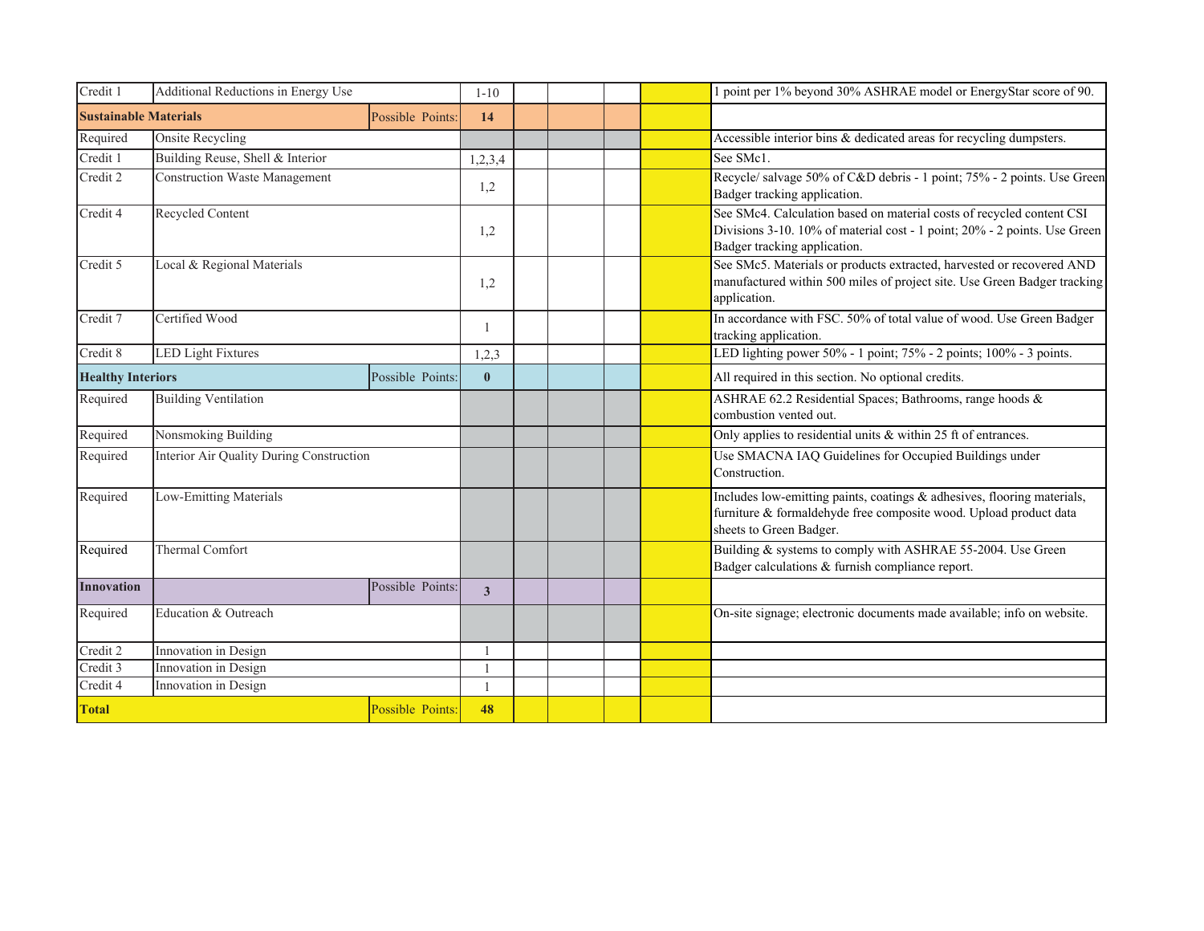| | | | | | | | | |
|---|---|---|---|---|---|---|---|---|
| Credit 1 | Additional Reductions in Energy Use | | 1-10 | | | | | 1 point per 1% beyond 30% ASHRAE model or EnergyStar score of 90. |
| **Sustainable Materials** | | Possible Points: | **14** | | | | | |
| Required | Onsite Recycling | | | | | | | Accessible interior bins & dedicated areas for recycling dumpsters. |
| Credit 1 | Building Reuse, Shell & Interior | | 1,2,3,4 | | | | | See SMc1. |
| Credit 2 | Construction Waste Management | | 1,2 | | | | | Recycle/ salvage 50% of C&D debris - 1 point; 75% - 2 points. Use Green Badger tracking application. |
| Credit 4 | Recycled Content | | 1,2 | | | | | See SMc4. Calculation based on material costs of recycled content CSI Divisions 3-10. 10% of material cost - 1 point; 20% - 2 points. Use Green Badger tracking application. |
| Credit 5 | Local & Regional Materials | | 1,2 | | | | | See SMc5. Materials or products extracted, harvested or recovered AND manufactured within 500 miles of project site. Use Green Badger tracking application. |
| Credit 7 | Certified Wood | | 1 | | | | | In accordance with FSC. 50% of total value of wood. Use Green Badger tracking application. |
| Credit 8 | LED Light Fixtures | | 1,2,3 | | | | | LED lighting power 50% - 1 point; 75% - 2 points; 100% - 3 points. |
| **Healthy Interiors** | | Possible Points: | **0** | | | | | All required in this section. No optional credits. |
| Required | Building Ventilation | | | | | | | ASHRAE 62.2 Residential Spaces; Bathrooms, range hoods & combustion vented out. |
| Required | Nonsmoking Building | | | | | | | Only applies to residential units & within 25 ft of entrances. |
| Required | Interior Air Quality During Construction | | | | | | | Use SMACNA IAQ Guidelines for Occupied Buildings under Construction. |
| Required | Low-Emitting Materials | | | | | | | Includes low-emitting paints, coatings & adhesives, flooring materials, furniture & formaldehyde free composite wood. Upload product data sheets to Green Badger. |
| Required | Thermal Comfort | | | | | | | Building & systems to comply with ASHRAE 55-2004. Use Green Badger calculations & furnish compliance report. |
| **Innovation** | | Possible Points: | **3** | | | | | |
| Required | Education & Outreach | | | | | | | On-site signage; electronic documents made available; info on website. |
| Credit 2 | Innovation in Design | | 1 | | | | | |
| Credit 3 | Innovation in Design | | 1 | | | | | |
| Credit 4 | Innovation in Design | | 1 | | | | | |
| **Total** | | Possible Points: | **48** | | | | | |